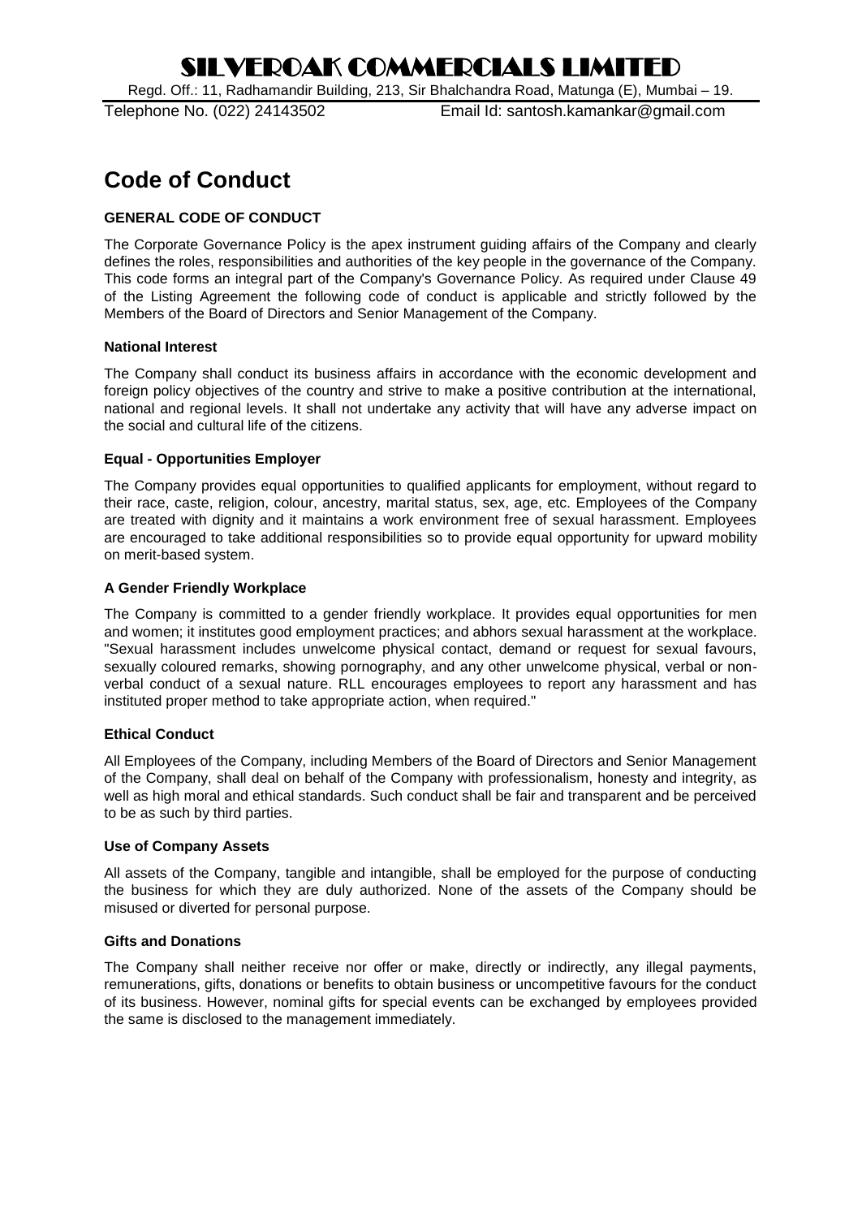# SILVEROAK COMMERCIALS LIMITED

Regd. Off.: 11, Radhamandir Building, 213, Sir Bhalchandra Road, Matunga (E), Mumbai – 19.

Telephone No. (022) 24143502 Email Id: santosh.kamankar@gmail.com

# Code of Conduct

### GENERAL CODE OF CONDUCT

The Corporate Governance Policy is the apex instrument guiding affairs of the Company and clearly defines the roles, responsibilities and authorities of the key people in the governance of the Company. This code forms an integral part of the Company's Governance Policy. As required under Clause 49 of the Listing Agreement the following code of conduct is applicable and strictly followed by the Members of the Board of Directors and Senior Management of the Company.

### National Interest

The Company shall conduct its business affairs in accordance with the economic development and foreign policy objectives of the country and strive to make a positive contribution at the international, national and regional levels. It shall not undertake any activity that will have any adverse impact on the social and cultural life of the citizens.

### Equal - Opportunities Employer

The Company provides equal opportunities to qualified applicants for employment, without regard to their race, caste, religion, colour, ancestry, marital status, sex, age, etc. Employees of the Company are treated with dignity and it maintains a work environment free of sexual harassment. Employees are encouraged to take additional responsibilities so to provide equal opportunity for upward mobility on merit-based system.

### A Gender Friendly Workplace

The Company is committed to a gender friendly workplace. It provides equal opportunities for men and women; it institutes good employment practices; and abhors sexual harassment at the workplace. "Sexual harassment includes unwelcome physical contact, demand or request for sexual favours, sexually coloured remarks, showing pornography, and any other unwelcome physical, verbal or non-verbal conduct of a sexual nature. RLL encourages employees to report any harassment and has instituted proper method to take appropriate action, when required."

### Ethical Conduct

All Employees of the Company, including Members of the Board of Directors and Senior Management of the Company, shall deal on behalf of the Company with professionalism, honesty and integrity, as well as high moral and ethical standards. Such conduct shall be fair and transparent and be perceived to be as such by third parties.

### Use of Company Assets

All assets of the Company, tangible and intangible, shall be employed for the purpose of conducting the business for which they are duly authorized. None of the assets of the Company should be misused or diverted for personal purpose.

### Gifts and Donations

The Company shall neither receive nor offer or make, directly or indirectly, any illegal payments, remunerations, gifts, donations or benefits to obtain business or uncompetitive favours for the conduct of its business. However, nominal gifts for special events can be exchanged by employees provided the same is disclosed to the management immediately.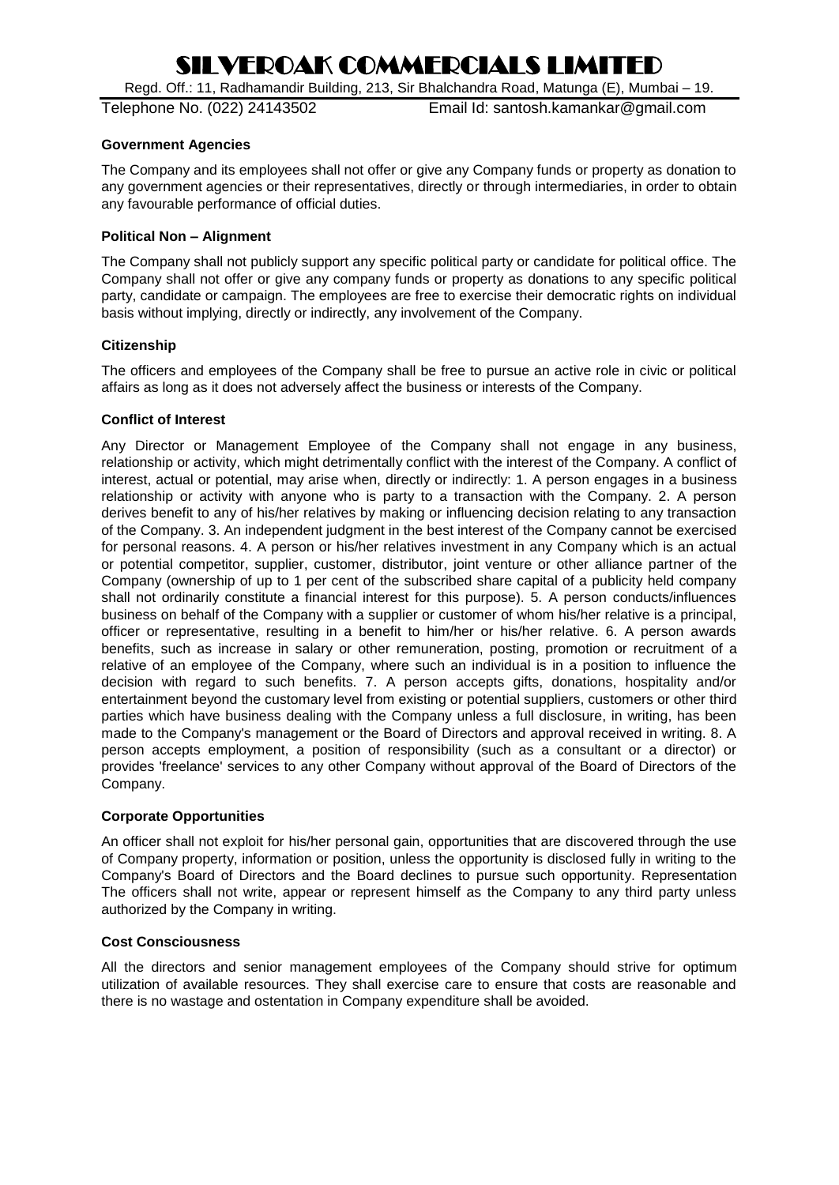**Government Agencies**

The Company and its employees shall not offer or give any Company funds or property as donation to any government agencies or their representatives, directly or through intermediaries, in order to obtain any favourable performance of official duties.

**Political Non – Alignment**

The Company shall not publicly support any specific political party or candidate for political office. The Company shall not offer or give any company funds or property as donations to any specific political party, candidate or campaign. The employees are free to exercise their democratic rights on individual basis without implying, directly or indirectly, any involvement of the Company.

**Citizenship**

The officers and employees of the Company shall be free to pursue an active role in civic or political affairs as long as it does not adversely affect the business or interests of the Company.

**Conflict of Interest**

Any Director or Management Employee of the Company shall not engage in any business, relationship or activity, which might detrimentally conflict with the interest of the Company. A conflict of interest, actual or potential, may arise when, directly or indirectly: 1. A person engages in a business relationship or activity with anyone who is party to a transaction with the Company. 2. A person derives benefit to any of his/her relatives by making or influencing decision relating to any transaction of the Company. 3. An independent judgment in the best interest of the Company cannot be exercised for personal reasons. 4. A person or his/her relatives investment in any Company which is an actual or potential competitor, supplier, customer, distributor, joint venture or other alliance partner of the Company (ownership of up to 1 per cent of the subscribed share capital of a publicly held company shall not ordinarily constitute a financial interest for this purpose). 5. A person conducts/influences business on behalf of the Company with a supplier or customer of whom his/her relative is a principal, officer or representative, resulting in a benefit to him/her or his/her relative. 6. A person awards benefits, such as increase in salary or other remuneration, posting, promotion or recruitment of a relative of an employee of the Company, where such an individual is in a position to influence the decision with regard to such benefits. 7. A person accepts gifts, donations, hospitality and/or entertainment beyond the customary level from existing or potential suppliers, customers or other third parties which have business dealing with the Company unless a full disclosure, in writing, has been made to the Company's management or the Board of Directors and approval received in writing. 8. A person accepts employment, a position of responsibility (such as a consultant or a director) or provides 'freelance' services to any other Company without approval of the Board of Directors of the Company.

**Corporate Opportunities**

An officer shall not exploit for his/her personal gain, opportunities that are discovered through the use of Company property, information or position, unless the opportunity is disclosed fully in writing to the Company's Board of Directors and the Board declines to pursue such opportunity. Representation The officers shall not write, appear or represent himself as the Company to any third party unless authorized by the Company in writing.

**Cost Consciousness**

All the directors and senior management employees of the Company should strive for optimum utilization of available resources. They shall exercise care to ensure that costs are reasonable and there is no wastage and ostentation in Company expenditure shall be avoided.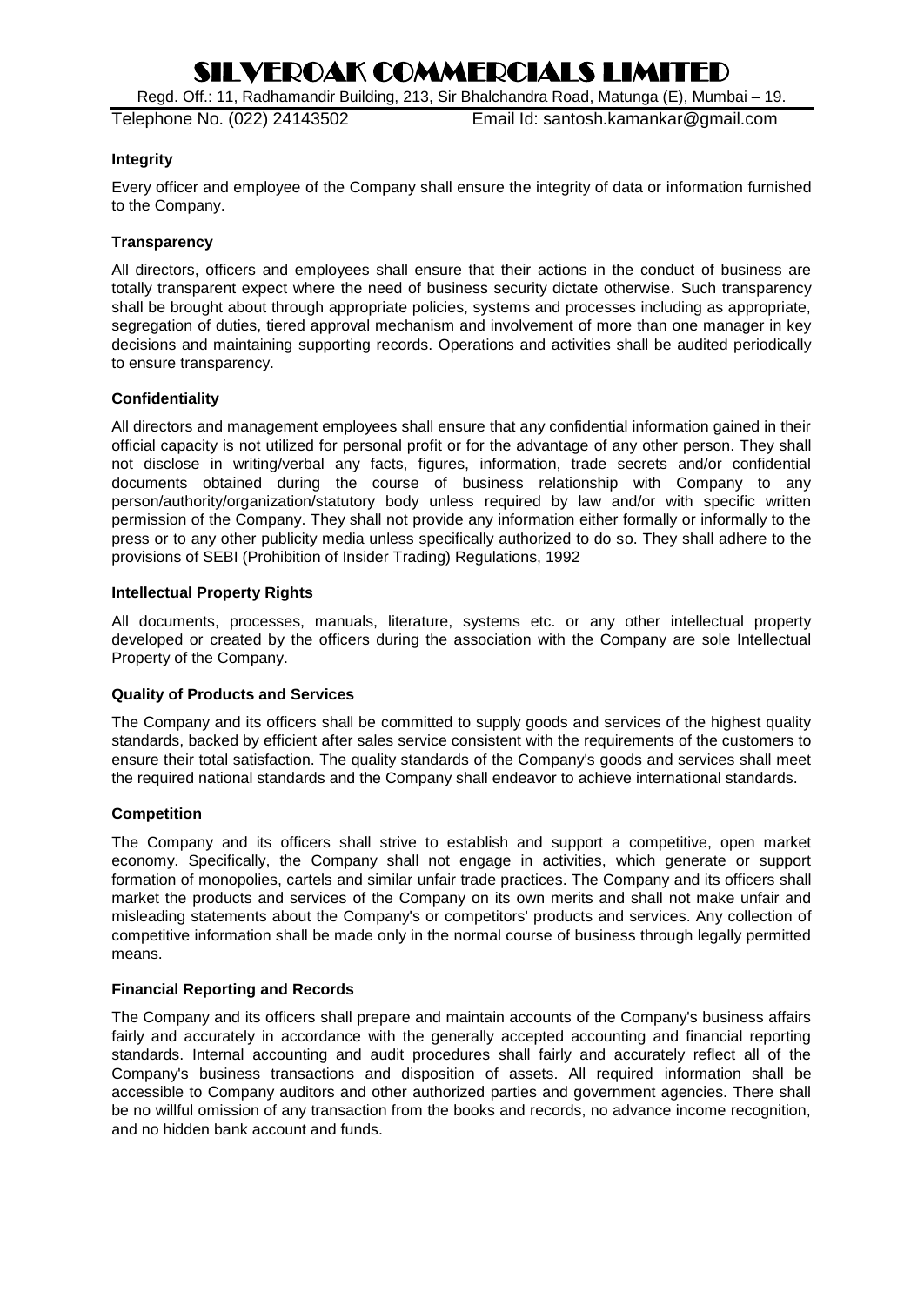#### Integrity

Every officer and employee of the Company shall ensure the integrity of data or information furnished to the Company.

#### Transparency

All directors, officers and employees shall ensure that their actions in the conduct of business are totally transparent expect where the need of business security dictate otherwise. Such transparency shall be brought about through appropriate policies, systems and processes including as appropriate, segregation of duties, tiered approval mechanism and involvement of more than one manager in key decisions and maintaining supporting records. Operations and activities shall be audited periodically to ensure transparency.

#### Confidentiality

All directors and management employees shall ensure that any confidential information gained in their official capacity is not utilized for personal profit or for the advantage of any other person. They shall not disclose in writing/verbal any facts, figures, information, trade secrets and/or confidential documents obtained during the course of business relationship with Company to any person/authority/organization/statutory body unless required by law and/or with specific written permission of the Company. They shall not provide any information either formally or informally to the press or to any other publicity media unless specifically authorized to do so. They shall adhere to the provisions of SEBI (Prohibition of Insider Trading) Regulations, 1992

#### Intellectual Property Rights

All documents, processes, manuals, literature, systems etc. or any other intellectual property developed or created by the officers during the association with the Company are sole Intellectual Property of the Company.

#### Quality of Products and Services

The Company and its officers shall be committed to supply goods and services of the highest quality standards, backed by efficient after sales service consistent with the requirements of the customers to ensure their total satisfaction. The quality standards of the Company's goods and services shall meet the required national standards and the Company shall endeavor to achieve international standards.

#### Competition

The Company and its officers shall strive to establish and support a competitive, open market economy. Specifically, the Company shall not engage in activities, which generate or support formation of monopolies, cartels and similar unfair trade practices. The Company and its officers shall market the products and services of the Company on its own merits and shall not make unfair and misleading statements about the Company's or competitors' products and services. Any collection of competitive information shall be made only in the normal course of business through legally permitted means.

#### Financial Reporting and Records

The Company and its officers shall prepare and maintain accounts of the Company's business affairs fairly and accurately in accordance with the generally accepted accounting and financial reporting standards. Internal accounting and audit procedures shall fairly and accurately reflect all of the Company's business transactions and disposition of assets. All required information shall be accessible to Company auditors and other authorized parties and government agencies. There shall be no willful omission of any transaction from the books and records, no advance income recognition, and no hidden bank account and funds.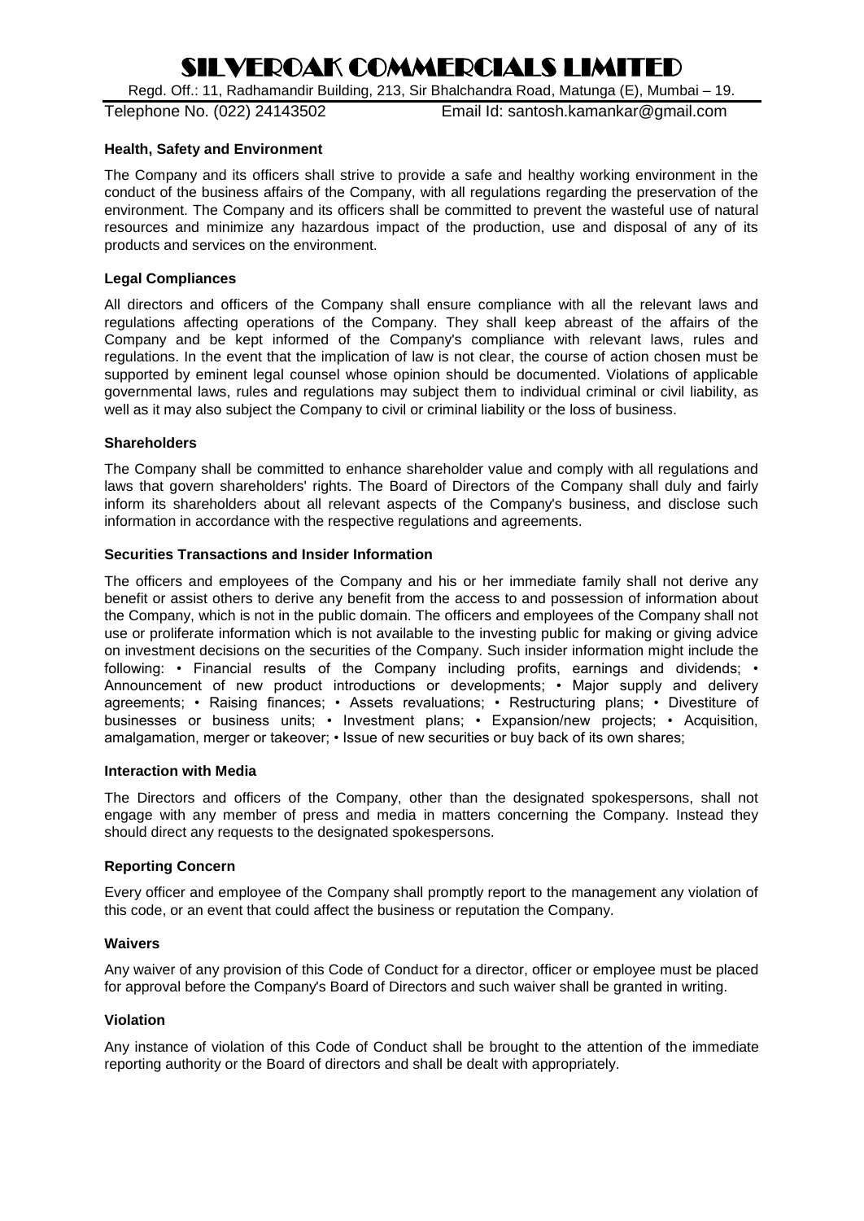**Health, Safety and Environment**

The Company and its officers shall strive to provide a safe and healthy working environment in the conduct of the business affairs of the Company, with all regulations regarding the preservation of the environment. The Company and its officers shall be committed to prevent the wasteful use of natural resources and minimize any hazardous impact of the production, use and disposal of any of its products and services on the environment.

**Legal Compliances**

All directors and officers of the Company shall ensure compliance with all the relevant laws and regulations affecting operations of the Company. They shall keep abreast of the affairs of the Company and be kept informed of the Company's compliance with relevant laws, rules and regulations. In the event that the implication of law is not clear, the course of action chosen must be supported by eminent legal counsel whose opinion should be documented. Violations of applicable governmental laws, rules and regulations may subject them to individual criminal or civil liability, as well as it may also subject the Company to civil or criminal liability or the loss of business.

**Shareholders**

The Company shall be committed to enhance shareholder value and comply with all regulations and laws that govern shareholders' rights. The Board of Directors of the Company shall duly and fairly inform its shareholders about all relevant aspects of the Company's business, and disclose such information in accordance with the respective regulations and agreements.

**Securities Transactions and Insider Information**

The officers and employees of the Company and his or her immediate family shall not derive any benefit or assist others to derive any benefit from the access to and possession of information about the Company, which is not in the public domain. The officers and employees of the Company shall not use or proliferate information which is not available to the investing public for making or giving advice on investment decisions on the securities of the Company. Such insider information might include the following: • Financial results of the Company including profits, earnings and dividends; • Announcement of new product introductions or developments; • Major supply and delivery agreements; • Raising finances; • Assets revaluations; • Restructuring plans; • Divestiture of businesses or business units; • Investment plans; • Expansion/new projects; • Acquisition, amalgamation, merger or takeover; • Issue of new securities or buy back of its own shares;

**Interaction with Media**

The Directors and officers of the Company, other than the designated spokespersons, shall not engage with any member of press and media in matters concerning the Company. Instead they should direct any requests to the designated spokespersons.

**Reporting Concern**

Every officer and employee of the Company shall promptly report to the management any violation of this code, or an event that could affect the business or reputation the Company.

**Waivers**

Any waiver of any provision of this Code of Conduct for a director, officer or employee must be placed for approval before the Company's Board of Directors and such waiver shall be granted in writing.

**Violation**

Any instance of violation of this Code of Conduct shall be brought to the attention of the immediate reporting authority or the Board of directors and shall be dealt with appropriately.